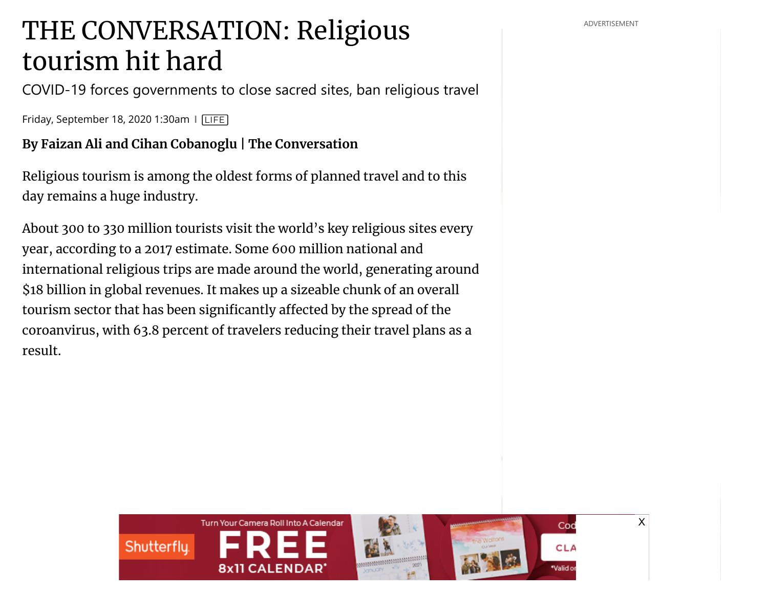# THE CONVERSATION: Religious tourism hit hard

COVID-19 forces governments to close sacred sites, ban religious travel

Friday, September 18, 2020 1:30am | LIFE

**By Faizan Ali and Cihan Cobanoglu | The Conversation**

Religious tourism is among the oldest forms of planned travel and to this day remains a huge industry.

About 300 to 330 million tourists visit the world's key religious sites every year, according to a 2017 estimate. Some 600 million national and international religious trips are made around the world, generating around $18 billion in global revenues. It makes up a sizeable chunk of an overall tourism sector that has been significantly affected by the spread of the coroanvirus, with 63.8 percent of travelers reducing their travel plans as a result.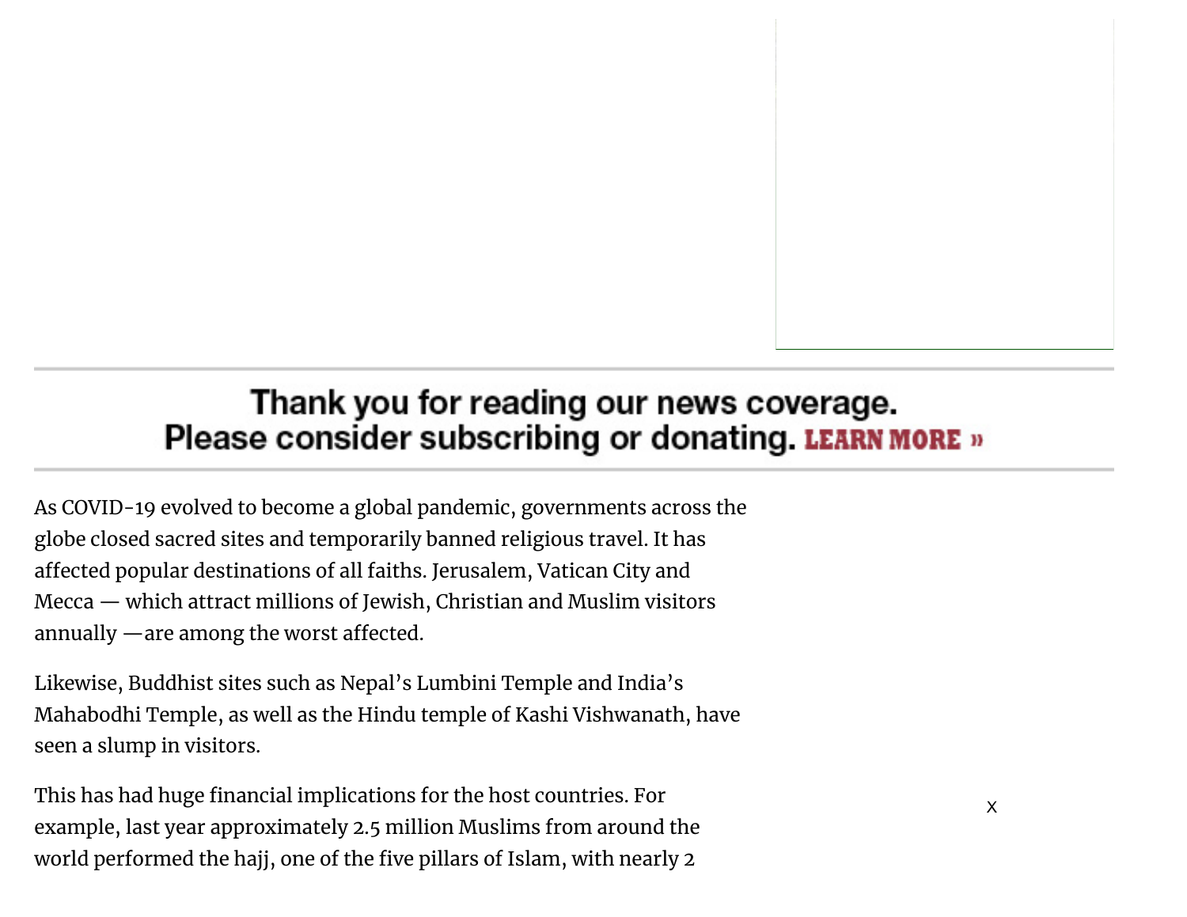Thank you for reading our news coverage.
Please consider subscribing or donating. LEARN MORE »

As COVID-19 evolved to become a global pandemic, governments across the globe closed sacred sites and temporarily banned religious travel. It has affected popular destinations of all faiths. Jerusalem, Vatican City and Mecca — which attract millions of Jewish, Christian and Muslim visitors annually —are among the worst affected.

Likewise, Buddhist sites such as Nepal's Lumbini Temple and India's Mahabodhi Temple, as well as the Hindu temple of Kashi Vishwanath, have seen a slump in visitors.

This has had huge financial implications for the host countries. For example, last year approximately 2.5 million Muslims from around the world performed the hajj, one of the five pillars of Islam, with nearly 2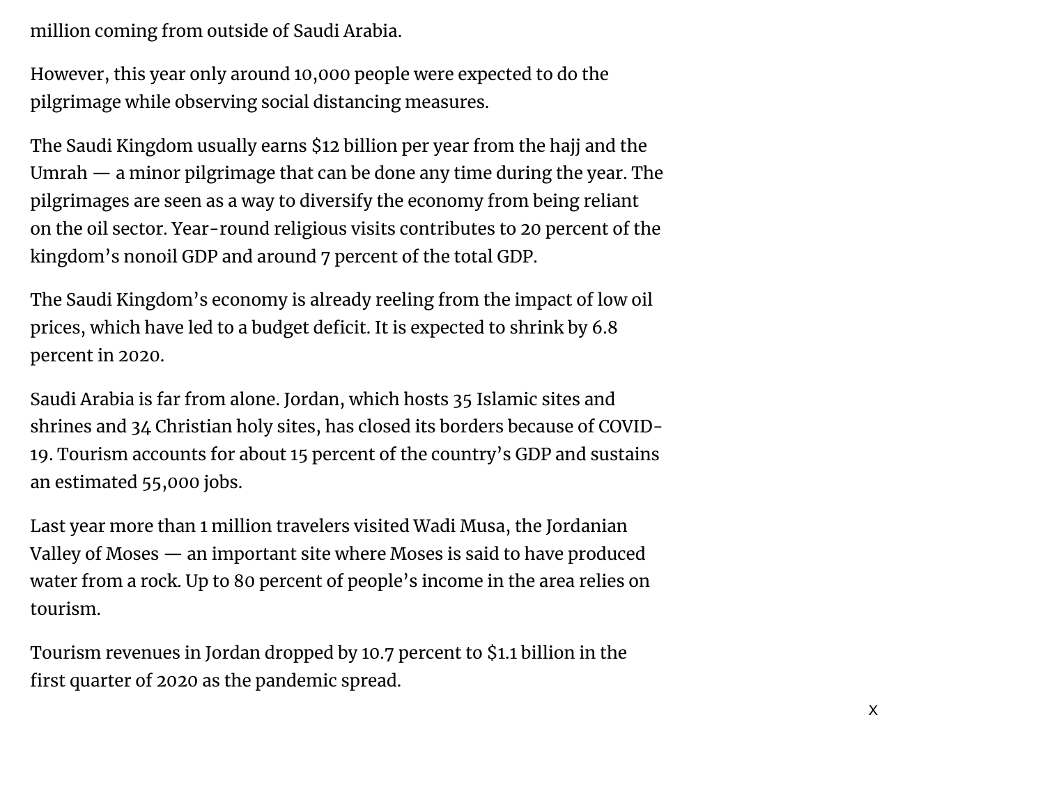million coming from outside of Saudi Arabia.

However, this year only around 10,000 people were expected to do the pilgrimage while observing social distancing measures.

The Saudi Kingdom usually earns $12 billion per year from the hajj and the Umrah — a minor pilgrimage that can be done any time during the year. The pilgrimages are seen as a way to diversify the economy from being reliant on the oil sector. Year-round religious visits contributes to 20 percent of the kingdom's nonoil GDP and around 7 percent of the total GDP.

The Saudi Kingdom's economy is already reeling from the impact of low oil prices, which have led to a budget deficit. It is expected to shrink by 6.8 percent in 2020.

Saudi Arabia is far from alone. Jordan, which hosts 35 Islamic sites and shrines and 34 Christian holy sites, has closed its borders because of COVID-19. Tourism accounts for about 15 percent of the country's GDP and sustains an estimated 55,000 jobs.

Last year more than 1 million travelers visited Wadi Musa, the Jordanian Valley of Moses — an important site where Moses is said to have produced water from a rock. Up to 80 percent of people's income in the area relies on tourism.

Tourism revenues in Jordan dropped by 10.7 percent to $1.1 billion in the first quarter of 2020 as the pandemic spread.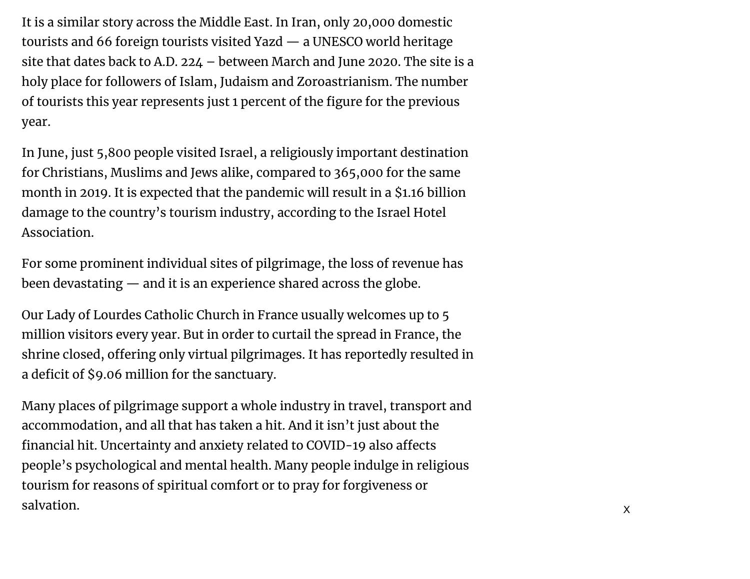It is a similar story across the Middle East. In Iran, only 20,000 domestic tourists and 66 foreign tourists visited Yazd — a UNESCO world heritage site that dates back to A.D. 224 – between March and June 2020. The site is a holy place for followers of Islam, Judaism and Zoroastrianism. The number of tourists this year represents just 1 percent of the figure for the previous year.

In June, just 5,800 people visited Israel, a religiously important destination for Christians, Muslims and Jews alike, compared to 365,000 for the same month in 2019. It is expected that the pandemic will result in a $1.16 billion damage to the country's tourism industry, according to the Israel Hotel Association.

For some prominent individual sites of pilgrimage, the loss of revenue has been devastating — and it is an experience shared across the globe.

Our Lady of Lourdes Catholic Church in France usually welcomes up to 5 million visitors every year. But in order to curtail the spread in France, the shrine closed, offering only virtual pilgrimages. It has reportedly resulted in a deficit of $9.06 million for the sanctuary.

Many places of pilgrimage support a whole industry in travel, transport and accommodation, and all that has taken a hit. And it isn't just about the financial hit. Uncertainty and anxiety related to COVID-19 also affects people's psychological and mental health. Many people indulge in religious tourism for reasons of spiritual comfort or to pray for forgiveness or salvation.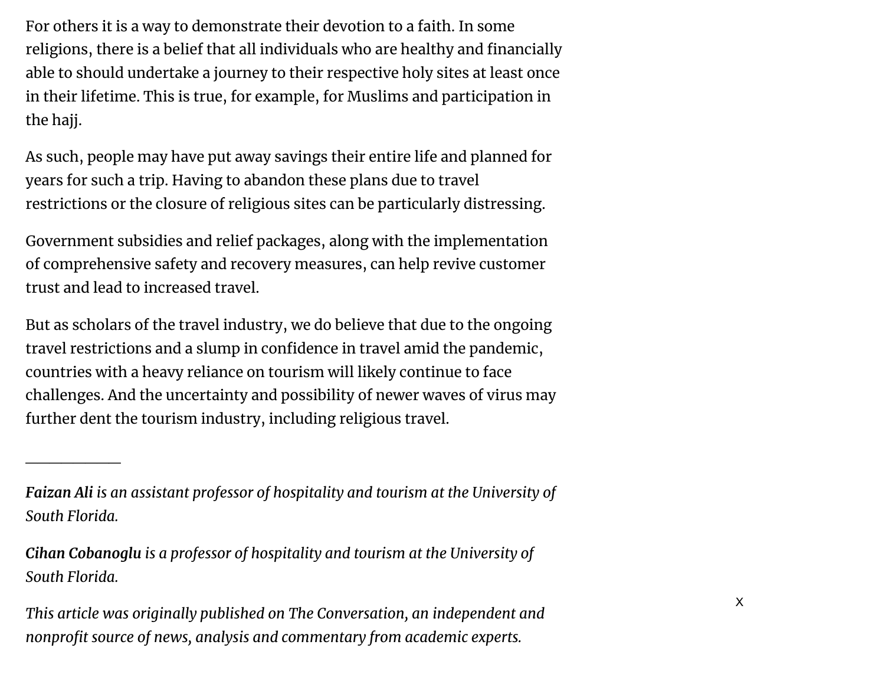For others it is a way to demonstrate their devotion to a faith. In some religions, there is a belief that all individuals who are healthy and financially able to should undertake a journey to their respective holy sites at least once in their lifetime. This is true, for example, for Muslims and participation in the hajj.

As such, people may have put away savings their entire life and planned for years for such a trip. Having to abandon these plans due to travel restrictions or the closure of religious sites can be particularly distressing.

Government subsidies and relief packages, along with the implementation of comprehensive safety and recovery measures, can help revive customer trust and lead to increased travel.

But as scholars of the travel industry, we do believe that due to the ongoing travel restrictions and a slump in confidence in travel amid the pandemic, countries with a heavy reliance on tourism will likely continue to face challenges. And the uncertainty and possibility of newer waves of virus may further dent the tourism industry, including religious travel.

---

***Faizan Ali** is an assistant professor of hospitality and tourism at the University of South Florida.*

***Cihan Cobanoglu** is a professor of hospitality and tourism at the University of South Florida.*

*This article was originally published on The Conversation, an independent and nonprofit source of news, analysis and commentary from academic experts.*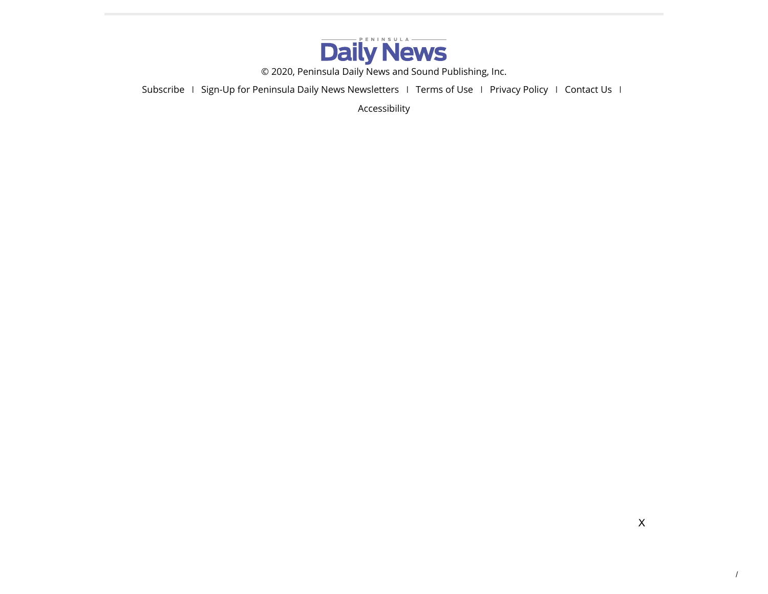PENINSULA

Daily News

© 2020, Peninsula Daily News and Sound Publishing, Inc.

Subscribe | Sign-Up for Peninsula Daily News Newsletters | Terms of Use | Privacy Policy | Contact Us |

Accessibility

X